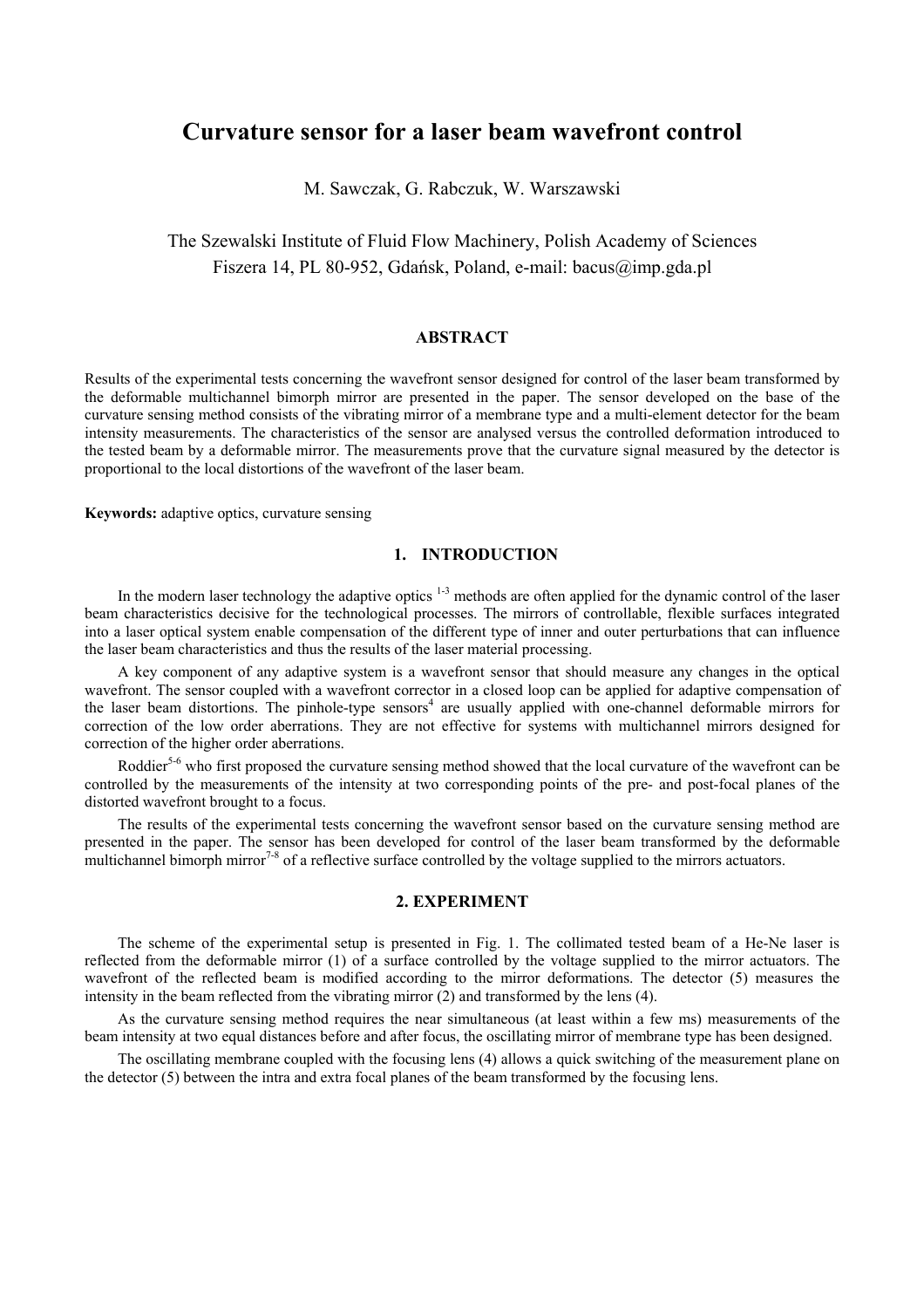# Curvature sensor for a laser beam wavefront control

M. Sawczak, G. Rabczuk, W. Warszawski

The Szewalski Institute of Fluid Flow Machinery, Polish Academy of Sciences
Fiszera 14, PL 80-952, Gdańsk, Poland, e-mail: bacus@imp.gda.pl

## ABSTRACT

Results of the experimental tests concerning the wavefront sensor designed for control of the laser beam transformed by the deformable multichannel bimorph mirror are presented in the paper. The sensor developed on the base of the curvature sensing method consists of the vibrating mirror of a membrane type and a multi-element detector for the beam intensity measurements. The characteristics of the sensor are analysed versus the controlled deformation introduced to the tested beam by a deformable mirror. The measurements prove that the curvature signal measured by the detector is proportional to the local distortions of the wavefront of the laser beam.

**Keywords:** adaptive optics, curvature sensing

## 1. INTRODUCTION

In the modern laser technology the adaptive optics [1-3] methods are often applied for the dynamic control of the laser beam characteristics decisive for the technological processes. The mirrors of controllable, flexible surfaces integrated into a laser optical system enable compensation of the different type of inner and outer perturbations that can influence the laser beam characteristics and thus the results of the laser material processing.

A key component of any adaptive system is a wavefront sensor that should measure any changes in the optical wavefront. The sensor coupled with a wavefront corrector in a closed loop can be applied for adaptive compensation of the laser beam distortions. The pinhole-type sensors[4] are usually applied with one-channel deformable mirrors for correction of the low order aberrations. They are not effective for systems with multichannel mirrors designed for correction of the higher order aberrations.

Roddier[5-6] who first proposed the curvature sensing method showed that the local curvature of the wavefront can be controlled by the measurements of the intensity at two corresponding points of the pre- and post-focal planes of the distorted wavefront brought to a focus.

The results of the experimental tests concerning the wavefront sensor based on the curvature sensing method are presented in the paper. The sensor has been developed for control of the laser beam transformed by the deformable multichannel bimorph mirror[7-8] of a reflective surface controlled by the voltage supplied to the mirrors actuators.

## 2. EXPERIMENT

The scheme of the experimental setup is presented in Fig. 1. The collimated tested beam of a He-Ne laser is reflected from the deformable mirror (1) of a surface controlled by the voltage supplied to the mirror actuators. The wavefront of the reflected beam is modified according to the mirror deformations. The detector (5) measures the intensity in the beam reflected from the vibrating mirror (2) and transformed by the lens (4).

As the curvature sensing method requires the near simultaneous (at least within a few ms) measurements of the beam intensity at two equal distances before and after focus, the oscillating mirror of membrane type has been designed.

The oscillating membrane coupled with the focusing lens (4) allows a quick switching of the measurement plane on the detector (5) between the intra and extra focal planes of the beam transformed by the focusing lens.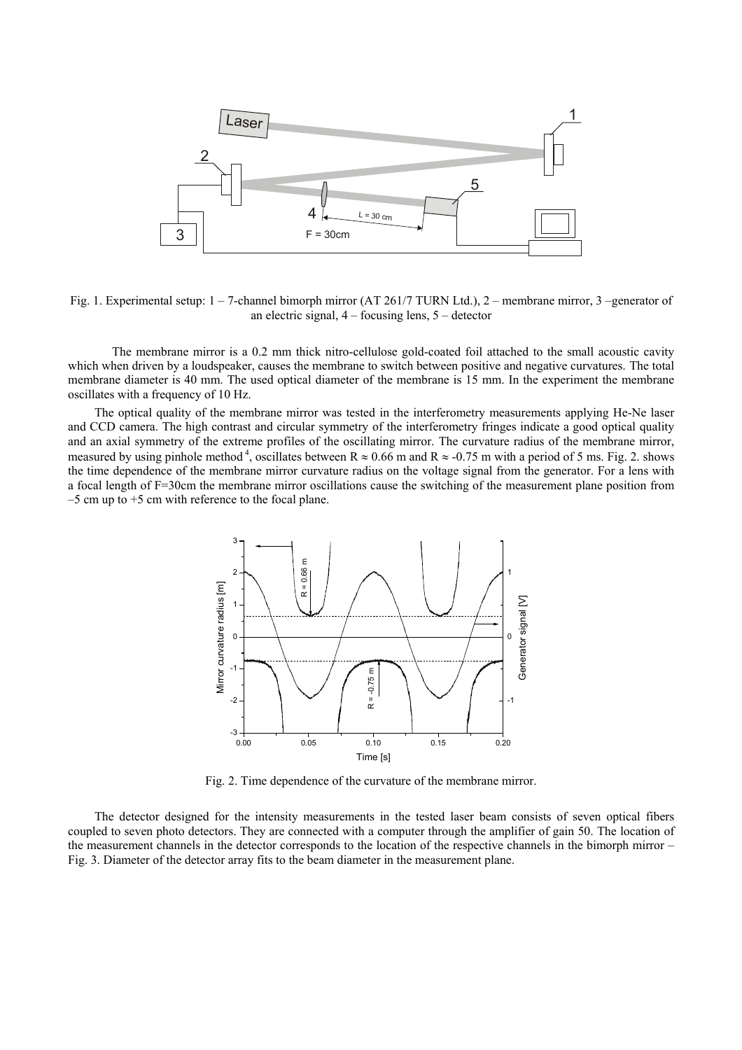Fig. 1. Experimental setup: 1 – 7-channel bimorph mirror (AT 261/7 TURN Ltd.), 2 – membrane mirror, 3 –generator of an electric signal, 4 – focusing lens, 5 – detector

The membrane mirror is a 0.2 mm thick nitro-cellulose gold-coated foil attached to the small acoustic cavity which when driven by a loudspeaker, causes the membrane to switch between positive and negative curvatures. The total membrane diameter is 40 mm. The used optical diameter of the membrane is 15 mm. In the experiment the membrane oscillates with a frequency of 10 Hz.

The optical quality of the membrane mirror was tested in the interferometry measurements applying He-Ne laser and CCD camera. The high contrast and circular symmetry of the interferometry fringes indicate a good optical quality and an axial symmetry of the extreme profiles of the oscillating mirror. The curvature radius of the membrane mirror, measured by using pinhole method [4], oscillates between $R \approx 0.66$ m and $R \approx -0.75$ m with a period of 5 ms. Fig. 2. shows the time dependence of the membrane mirror curvature radius on the voltage signal from the generator. For a lens with a focal length of F=30cm the membrane mirror oscillations cause the switching of the measurement plane position from –5 cm up to +5 cm with reference to the focal plane.

Fig. 2. Time dependence of the curvature of the membrane mirror.

The detector designed for the intensity measurements in the tested laser beam consists of seven optical fibers coupled to seven photo detectors. They are connected with a computer through the amplifier of gain 50. The location of the measurement channels in the detector corresponds to the location of the respective channels in the bimorph mirror – Fig. 3. Diameter of the detector array fits to the beam diameter in the measurement plane.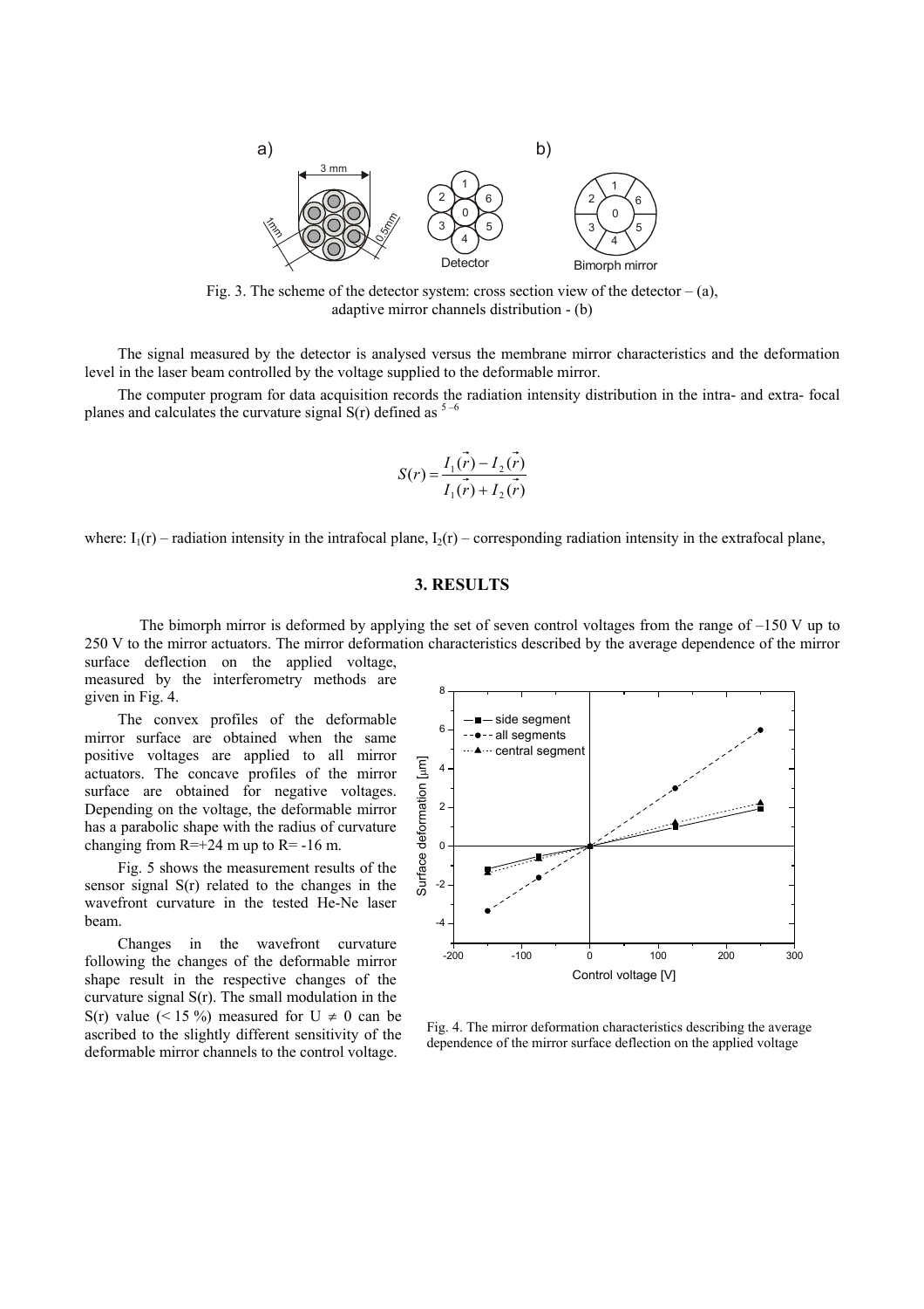Fig. 3. The scheme of the detector system: cross section view of the detector – (a), adaptive mirror channels distribution - (b)

The signal measured by the detector is analysed versus the membrane mirror characteristics and the deformation level in the laser beam controlled by the voltage supplied to the deformable mirror.

The computer program for data acquisition records the radiation intensity distribution in the intra- and extra- focal planes and calculates the curvature signal S(r) defined as [5–6]

$$S(r) = \frac{I_1(\vec{r}) - I_2(\vec{r})}{I_1(\vec{r}) + I_2(\vec{r})}$$

where: $I_1(r)$ – radiation intensity in the intrafocal plane, $I_2(r)$ – corresponding radiation intensity in the extrafocal plane,

## 3. RESULTS

The bimorph mirror is deformed by applying the set of seven control voltages from the range of –150 V up to 250 V to the mirror actuators. The mirror deformation characteristics described by the average dependence of the mirror surface deflection on the applied voltage, measured by the interferometry methods are given in Fig. 4.

The convex profiles of the deformable mirror surface are obtained when the same positive voltages are applied to all mirror actuators. The concave profiles of the mirror surface are obtained for negative voltages. Depending on the voltage, the deformable mirror has a parabolic shape with the radius of curvature changing from R=+24 m up to R= -16 m.

Fig. 5 shows the measurement results of the sensor signal S(r) related to the changes in the wavefront curvature in the tested He-Ne laser beam.

Changes in the wavefront curvature following the changes of the deformable mirror shape result in the respective changes of the curvature signal S(r). The small modulation in the S(r) value (< 15 %) measured for $U \neq 0$ can be ascribed to the slightly different sensitivity of the deformable mirror channels to the control voltage.

Fig. 4. The mirror deformation characteristics describing the average dependence of the mirror surface deflection on the applied voltage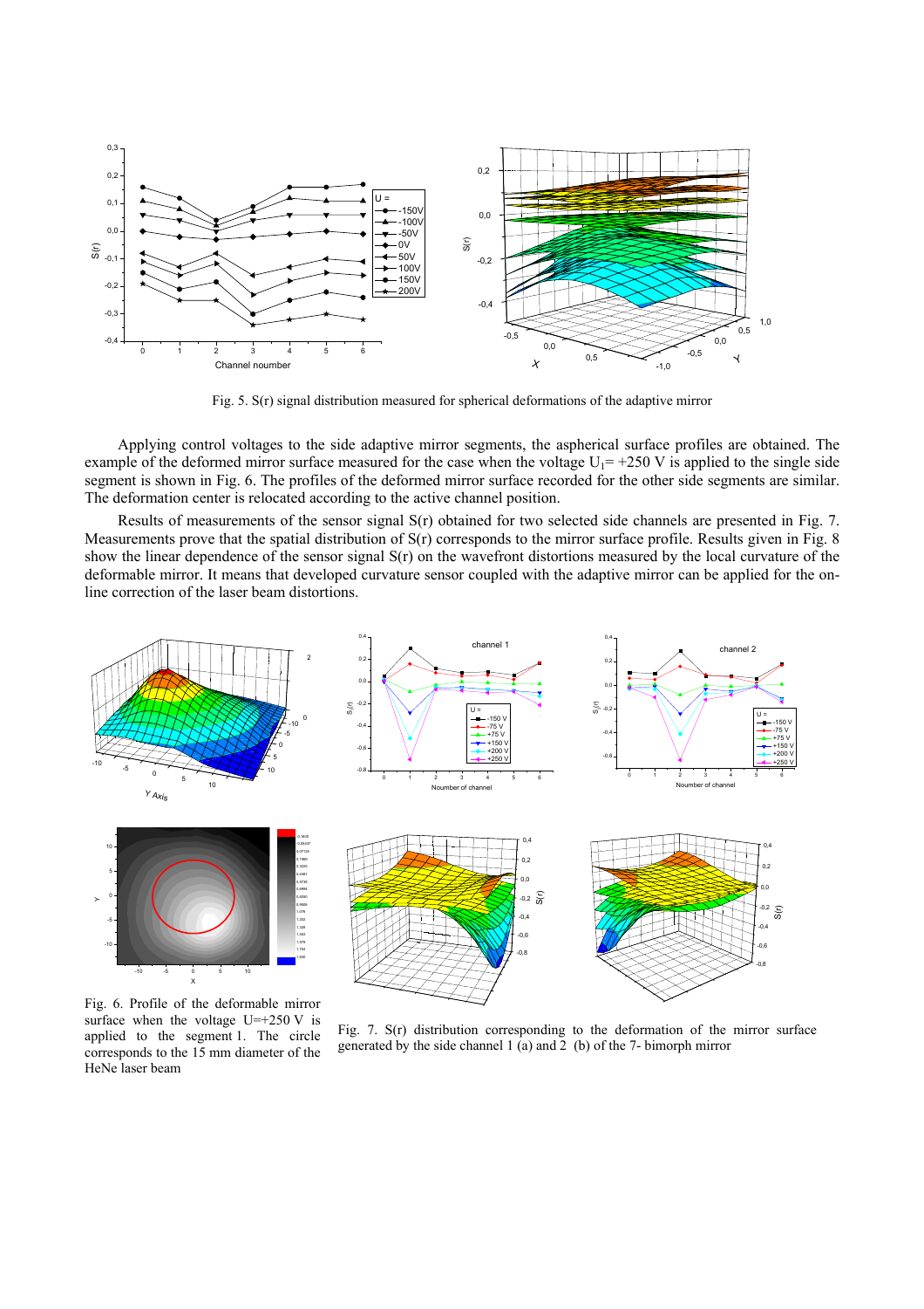Fig. 5. S(r) signal distribution measured for spherical deformations of the adaptive mirror

Applying control voltages to the side adaptive mirror segments, the aspherical surface profiles are obtained. The example of the deformed mirror surface measured for the case when the voltage $U_1$= +250 V is applied to the single side segment is shown in Fig. 6. The profiles of the deformed mirror surface recorded for the other side segments are similar. The deformation center is relocated according to the active channel position.

Results of measurements of the sensor signal S(r) obtained for two selected side channels are presented in Fig. 7. Measurements prove that the spatial distribution of S(r) corresponds to the mirror surface profile. Results given in Fig. 8 show the linear dependence of the sensor signal S(r) on the wavefront distortions measured by the local curvature of the deformable mirror. It means that developed curvature sensor coupled with the adaptive mirror can be applied for the on-line correction of the laser beam distortions.

Fig. 6. Profile of the deformable mirror surface when the voltage U=+250 V is applied to the segment 1. The circle corresponds to the 15 mm diameter of the HeNe laser beam

Fig. 7. S(r) distribution corresponding to the deformation of the mirror surface generated by the side channel 1 (a) and 2 (b) of the 7- bimorph mirror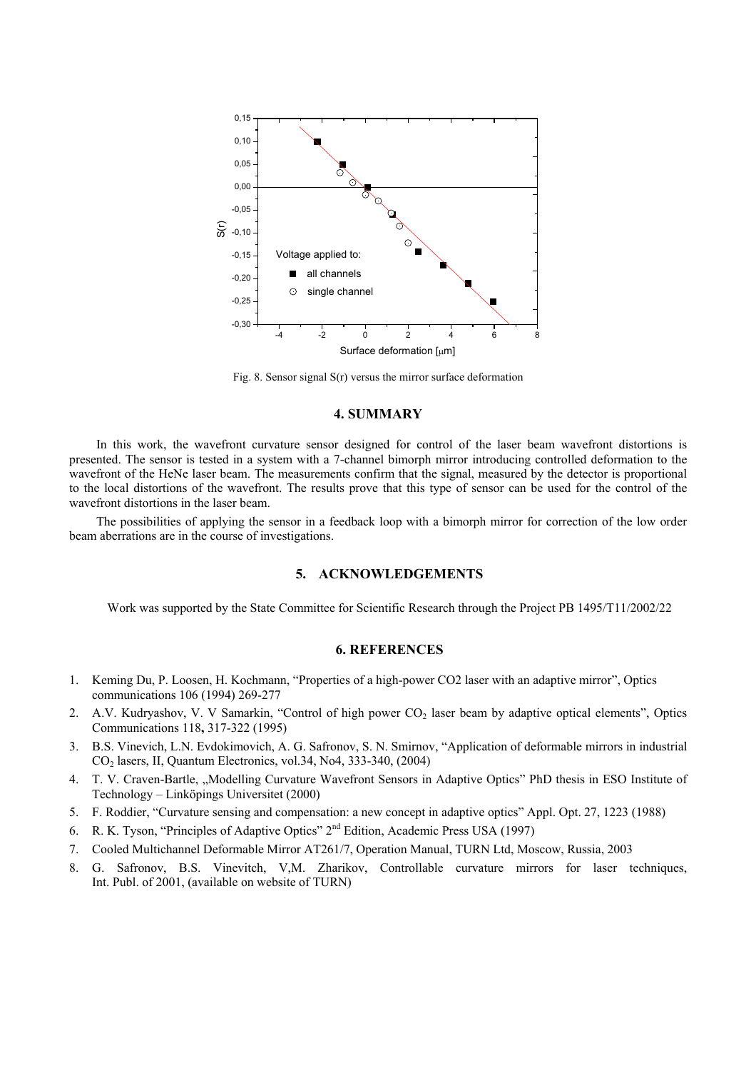0,15

0,10

0,05

0,00

-0,05

-0,10

-0,15

-0,20

-0,25

-0,30

S(r)

Voltage applied to:

all channels

single channel

-4 -2 0 2 4 6 8

Surface deformation [μm]

Fig. 8. Sensor signal S(r) versus the mirror surface deformation

## 4. SUMMARY

In this work, the wavefront curvature sensor designed for control of the laser beam wavefront distortions is presented. The sensor is tested in a system with a 7-channel bimorph mirror introducing controlled deformation to the wavefront of the HeNe laser beam. The measurements confirm that the signal, measured by the detector is proportional to the local distortions of the wavefront. The results prove that this type of sensor can be used for the control of the wavefront distortions in the laser beam.

The possibilities of applying the sensor in a feedback loop with a bimorph mirror for correction of the low order beam aberrations are in the course of investigations.

## 5. ACKNOWLEDGEMENTS

Work was supported by the State Committee for Scientific Research through the Project PB 1495/T11/2002/22

## 6. REFERENCES

1. Keming Du, P. Loosen, H. Kochmann, "Properties of a high-power CO2 laser with an adaptive mirror", Optics communications 106 (1994) 269-277
2. A.V. Kudryashov, V. V Samarkin, "Control of high power $CO_2$ laser beam by adaptive optical elements", Optics Communications 118**,** 317-322 (1995)
3. B.S. Vinevich, L.N. Evdokimovich, A. G. Safronov, S. N. Smirnov, "Application of deformable mirrors in industrial $CO_2$ lasers, II, Quantum Electronics, vol.34, No4, 333-340, (2004)
4. T. V. Craven-Bartle, „Modelling Curvature Wavefront Sensors in Adaptive Optics" PhD thesis in ESO Institute of Technology – Linköpings Universitet (2000)
5. F. Roddier, "Curvature sensing and compensation: a new concept in adaptive optics" Appl. Opt. 27, 1223 (1988)
6. R. K. Tyson, "Principles of Adaptive Optics" 2nd Edition, Academic Press USA (1997)
7. Cooled Multichannel Deformable Mirror AT261/7, Operation Manual, TURN Ltd, Moscow, Russia, 2003
8. G. Safronov, B.S. Vinevitch, V,M. Zharikov, Controllable curvature mirrors for laser techniques, Int. Publ. of 2001, (available on website of TURN)